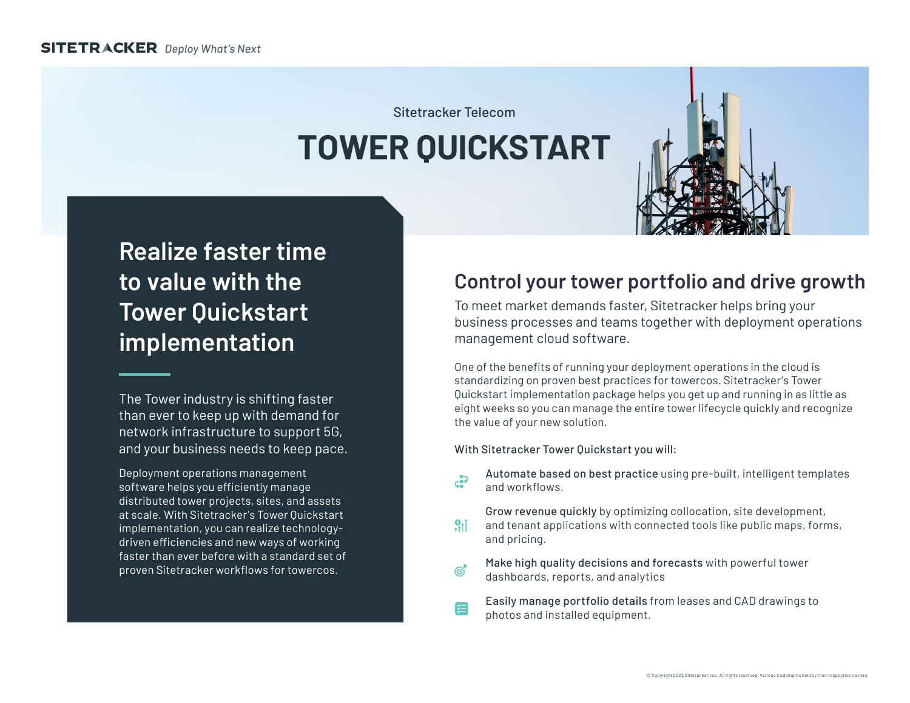SITETRACKER *Deploy What's Next*

Sitetracker Telecom

# TOWER QUICKSTART

## Realize faster time to value with the Tower Quickstart implementation

The Tower industry is shifting faster than ever to keep up with demand for network infrastructure to support 5G, and your business needs to keep pace.

Deployment operations management software helps you efficiently manage distributed tower projects, sites, and assets at scale. With Sitetracker's Tower Quickstart implementation, you can realize technology-driven efficiencies and new ways of working faster than ever before with a standard set of proven Sitetracker workflows for towercos.

## Control your tower portfolio and drive growth

To meet market demands faster, Sitetracker helps bring your business processes and teams together with deployment operations management cloud software.

One of the benefits of running your deployment operations in the cloud is standardizing on proven best practices for towercos. Sitetracker's Tower Quickstart implementation package helps you get up and running in as little as eight weeks so you can manage the entire tower lifecycle quickly and recognize the value of your new solution.

With Sitetracker Tower Quickstart you will:

- **Automate based on best practice** using pre-built, intelligent templates and workflows.
- **Grow revenue quickly** by optimizing collocation, site development, and tenant applications with connected tools like public maps, forms, and pricing.
- **Make high quality decisions and forecasts** with powerful tower dashboards, reports, and analytics
- **Easily manage portfolio details** from leases and CAD drawings to photos and installed equipment.

© Copyright 2022 Sitetracker, Inc. All rights reserved. Various trademarks held by their respective owners.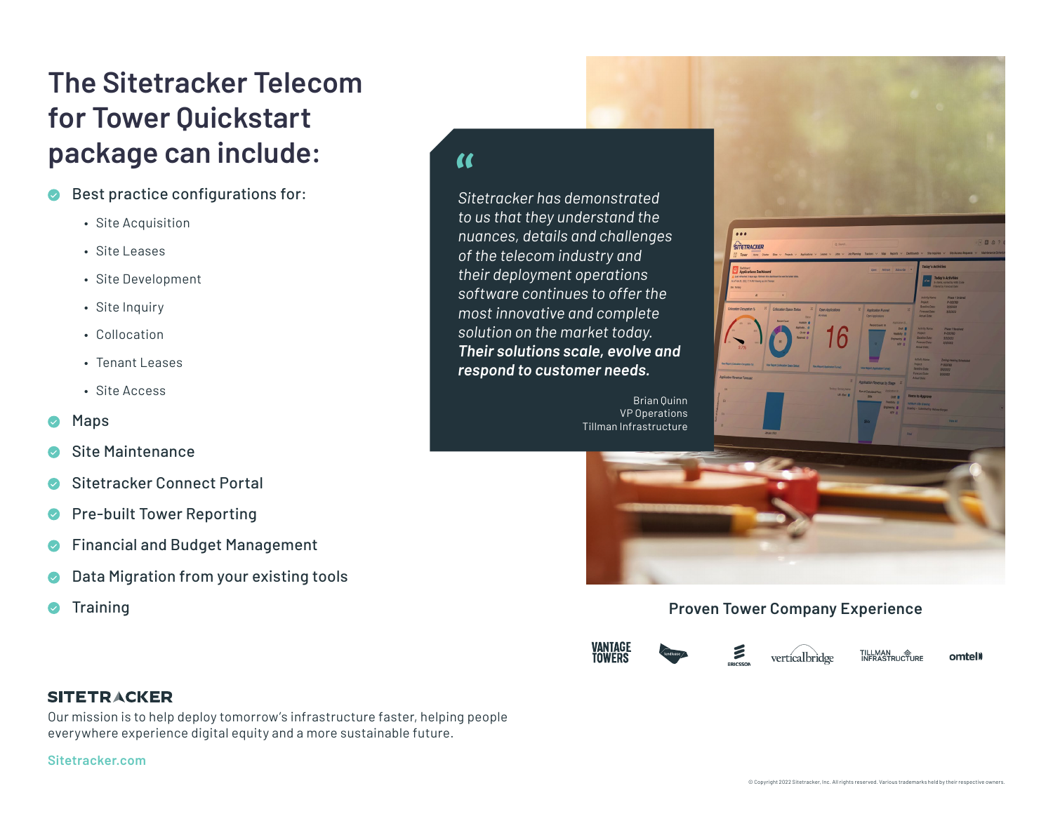# The Sitetracker Telecom for Tower Quickstart package can include:

- Best practice configurations for:
  - Site Acquisition
  - Site Leases
  - Site Development
  - Site Inquiry
  - Collocation
  - Tenant Leases
  - Site Access
- Maps
- Site Maintenance
- Sitetracker Connect Portal
- Pre-built Tower Reporting
- Financial and Budget Management
- Data Migration from your existing tools
- Training

> *Sitetracker has demonstrated to us that they understand the nuances, details and challenges of the telecom industry and their deployment operations software continues to offer the most innovative and complete solution on the market today.* ***Their solutions scale, evolve and respond to customer needs.***
>
> Brian Quinn
> VP Operations
> Tillman Infrastructure

## Proven Tower Company Experience

Vantage Towers · Lendlease · Ericsson · verticalbridge · Tillman Infrastructure · omtel

**SITETRACKER**

Our mission is to help deploy tomorrow's infrastructure faster, helping people everywhere experience digital equity and a more sustainable future.

Sitetracker.com

© Copyright 2022 Sitetracker, Inc. All rights reserved. Various trademarks held by their respective owners.